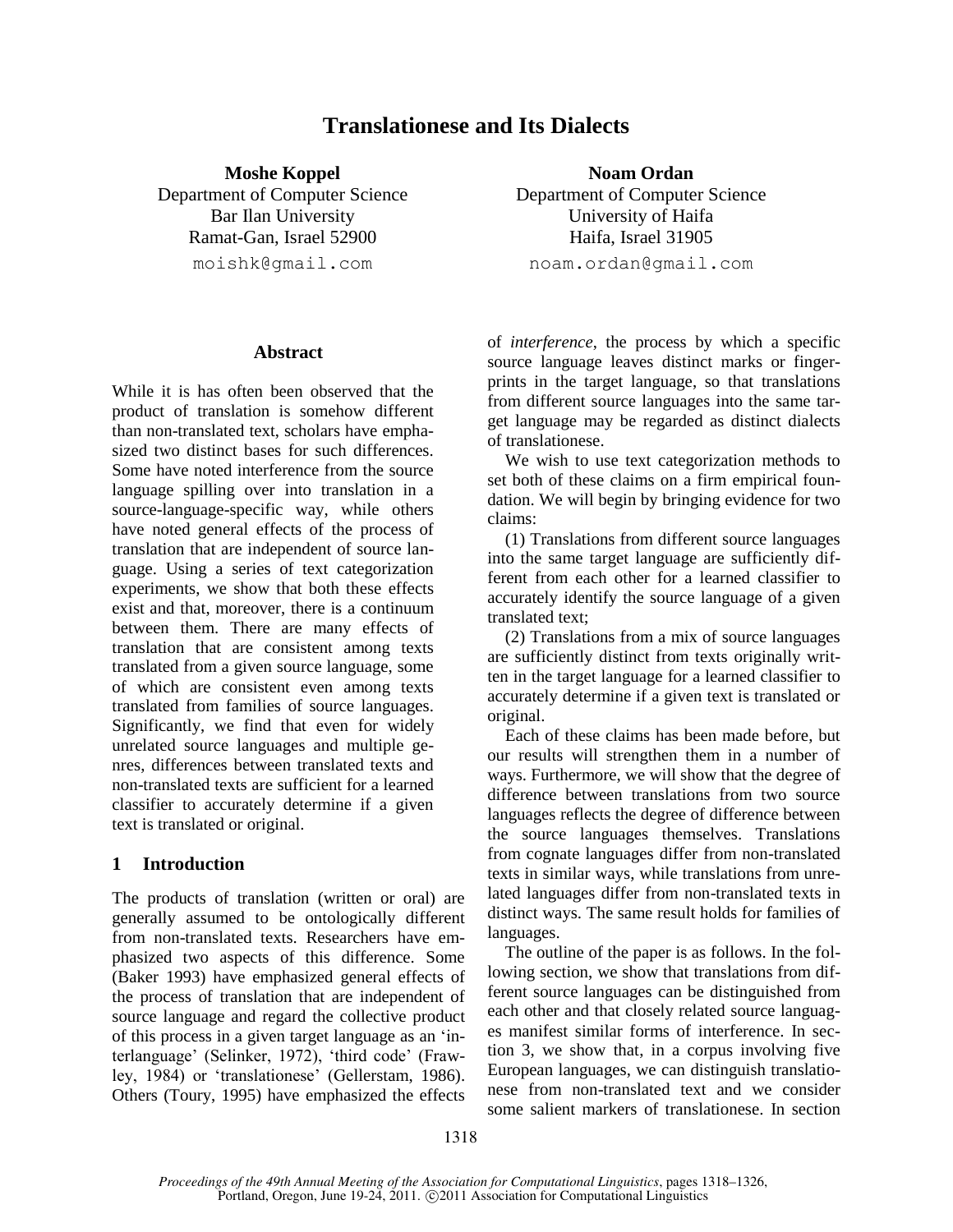# Translationese and Its Dialects

**Moshe Koppel**
Department of Computer Science
Bar Ilan University
Ramat-Gan, Israel 52900
moishk@gmail.com

**Noam Ordan**
Department of Computer Science
University of Haifa
Haifa, Israel 31905
noam.ordan@gmail.com

## Abstract

While it is has often been observed that the product of translation is somehow different than non-translated text, scholars have emphasized two distinct bases for such differences. Some have noted interference from the source language spilling over into translation in a source-language-specific way, while others have noted general effects of the process of translation that are independent of source language. Using a series of text categorization experiments, we show that both these effects exist and that, moreover, there is a continuum between them. There are many effects of translation that are consistent among texts translated from a given source language, some of which are consistent even among texts translated from families of source languages. Significantly, we find that even for widely unrelated source languages and multiple genres, differences between translated texts and non-translated texts are sufficient for a learned classifier to accurately determine if a given text is translated or original.

## 1 Introduction

The products of translation (written or oral) are generally assumed to be ontologically different from non-translated texts. Researchers have emphasized two aspects of this difference. Some (Baker 1993) have emphasized general effects of the process of translation that are independent of source language and regard the collective product of this process in a given target language as an 'interlanguage' (Selinker, 1972), 'third code' (Frawley, 1984) or 'translationese' (Gellerstam, 1986). Others (Toury, 1995) have emphasized the effects of *interference*, the process by which a specific source language leaves distinct marks or fingerprints in the target language, so that translations from different source languages into the same target language may be regarded as distinct dialects of translationese.

We wish to use text categorization methods to set both of these claims on a firm empirical foundation. We will begin by bringing evidence for two claims:

(1) Translations from different source languages into the same target language are sufficiently different from each other for a learned classifier to accurately identify the source language of a given translated text;

(2) Translations from a mix of source languages are sufficiently distinct from texts originally written in the target language for a learned classifier to accurately determine if a given text is translated or original.

Each of these claims has been made before, but our results will strengthen them in a number of ways. Furthermore, we will show that the degree of difference between translations from two source languages reflects the degree of difference between the source languages themselves. Translations from cognate languages differ from non-translated texts in similar ways, while translations from unrelated languages differ from non-translated texts in distinct ways. The same result holds for families of languages.

The outline of the paper is as follows. In the following section, we show that translations from different source languages can be distinguished from each other and that closely related source languages manifest similar forms of interference. In section 3, we show that, in a corpus involving five European languages, we can distinguish translationese from non-translated text and we consider some salient markers of translationese. In section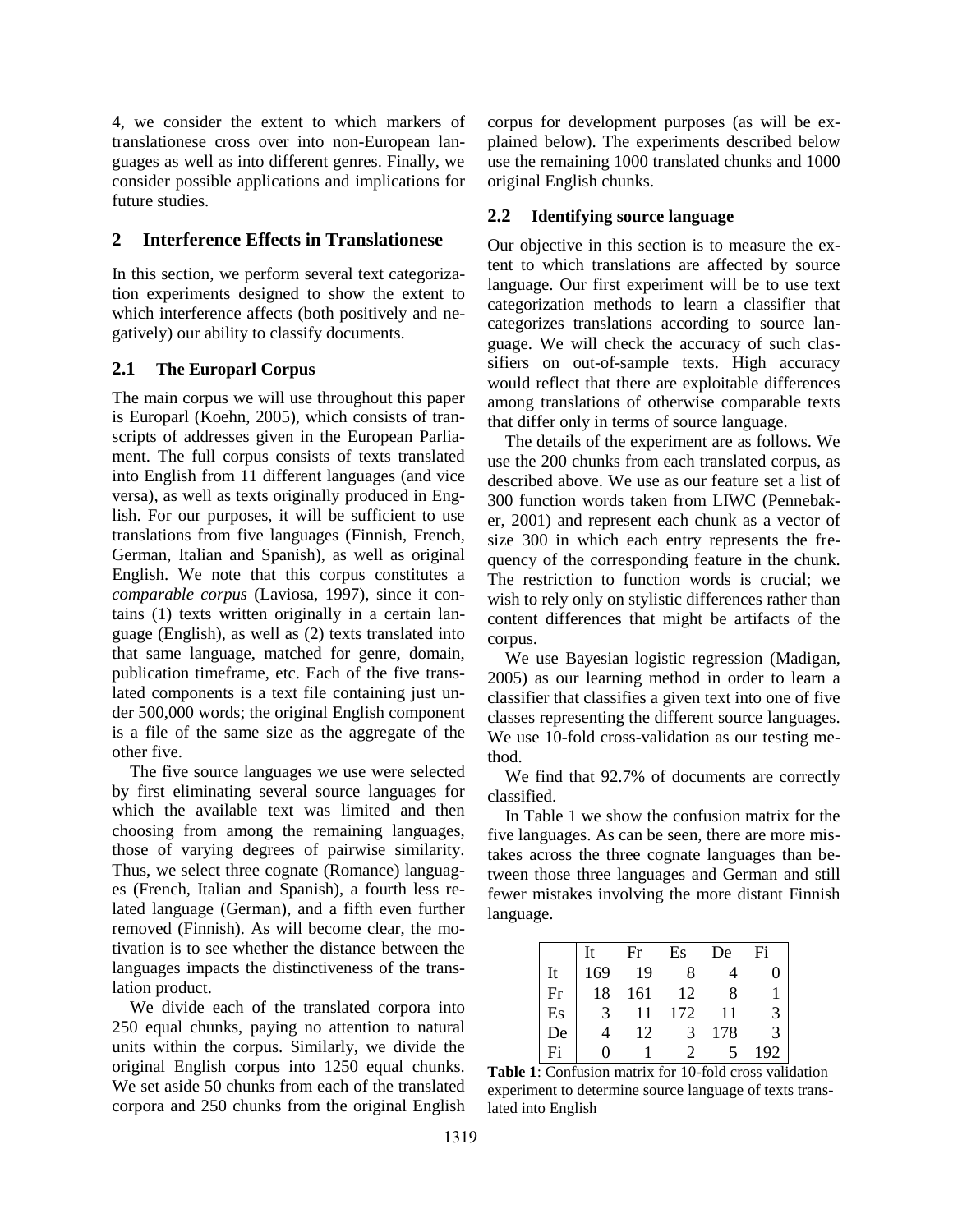4, we consider the extent to which markers of translationese cross over into non-European languages as well as into different genres. Finally, we consider possible applications and implications for future studies.

## 2 Interference Effects in Translationese

In this section, we perform several text categorization experiments designed to show the extent to which interference affects (both positively and negatively) our ability to classify documents.

### 2.1 The Europarl Corpus

The main corpus we will use throughout this paper is Europarl (Koehn, 2005), which consists of transcripts of addresses given in the European Parliament. The full corpus consists of texts translated into English from 11 different languages (and vice versa), as well as texts originally produced in English. For our purposes, it will be sufficient to use translations from five languages (Finnish, French, German, Italian and Spanish), as well as original English. We note that this corpus constitutes a *comparable corpus* (Laviosa, 1997), since it contains (1) texts written originally in a certain language (English), as well as (2) texts translated into that same language, matched for genre, domain, publication timeframe, etc. Each of the five translated components is a text file containing just under 500,000 words; the original English component is a file of the same size as the aggregate of the other five.

The five source languages we use were selected by first eliminating several source languages for which the available text was limited and then choosing from among the remaining languages, those of varying degrees of pairwise similarity. Thus, we select three cognate (Romance) languages (French, Italian and Spanish), a fourth less related language (German), and a fifth even further removed (Finnish). As will become clear, the motivation is to see whether the distance between the languages impacts the distinctiveness of the translation product.

We divide each of the translated corpora into 250 equal chunks, paying no attention to natural units within the corpus. Similarly, we divide the original English corpus into 1250 equal chunks. We set aside 50 chunks from each of the translated corpora and 250 chunks from the original English corpus for development purposes (as will be explained below). The experiments described below use the remaining 1000 translated chunks and 1000 original English chunks.

### 2.2 Identifying source language

Our objective in this section is to measure the extent to which translations are affected by source language. Our first experiment will be to use text categorization methods to learn a classifier that categorizes translations according to source language. We will check the accuracy of such classifiers on out-of-sample texts. High accuracy would reflect that there are exploitable differences among translations of otherwise comparable texts that differ only in terms of source language.

The details of the experiment are as follows. We use the 200 chunks from each translated corpus, as described above. We use as our feature set a list of 300 function words taken from LIWC (Pennebaker, 2001) and represent each chunk as a vector of size 300 in which each entry represents the frequency of the corresponding feature in the chunk. The restriction to function words is crucial; we wish to rely only on stylistic differences rather than content differences that might be artifacts of the corpus.

We use Bayesian logistic regression (Madigan, 2005) as our learning method in order to learn a classifier that classifies a given text into one of five classes representing the different source languages. We use 10-fold cross-validation as our testing method.

We find that 92.7% of documents are correctly classified.

In Table 1 we show the confusion matrix for the five languages. As can be seen, there are more mistakes across the three cognate languages than between those three languages and German and still fewer mistakes involving the more distant Finnish language.

| | It | Fr | Es | De | Fi |
|---|---|---|---|---|---|
| It | 169 | 19 | 8 | 4 | 0 |
| Fr | 18 | 161 | 12 | 8 | 1 |
| Es | 3 | 11 | 172 | 11 | 3 |
| De | 4 | 12 | 3 | 178 | 3 |
| Fi | 0 | 1 | 2 | 5 | 192 |

**Table 1**: Confusion matrix for 10-fold cross validation experiment to determine source language of texts translated into English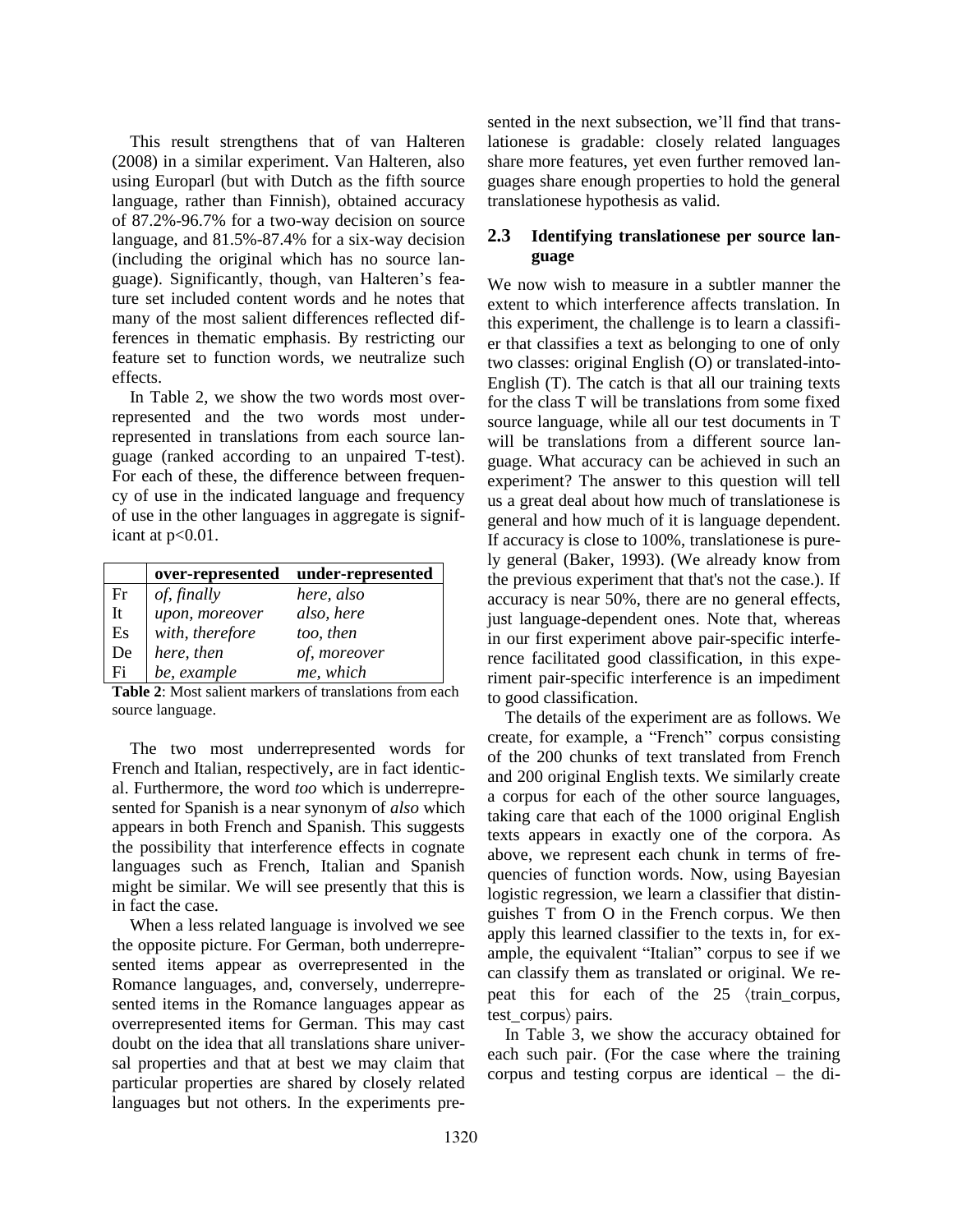This result strengthens that of van Halteren (2008) in a similar experiment. Van Halteren, also using Europarl (but with Dutch as the fifth source language, rather than Finnish), obtained accuracy of 87.2%-96.7% for a two-way decision on source language, and 81.5%-87.4% for a six-way decision (including the original which has no source language). Significantly, though, van Halteren's feature set included content words and he notes that many of the most salient differences reflected differences in thematic emphasis. By restricting our feature set to function words, we neutralize such effects.

In Table 2, we show the two words most overrepresented and the two words most underrepresented in translations from each source language (ranked according to an unpaired T-test). For each of these, the difference between frequency of use in the indicated language and frequency of use in the other languages in aggregate is significant at $p<0.01$.

| | over-represented | under-represented |
|---|---|---|
| Fr | *of, finally* | *here, also* |
| It | *upon, moreover* | *also, here* |
| Es | *with, therefore* | *too, then* |
| De | *here, then* | *of, moreover* |
| Fi | *be, example* | *me, which* |

**Table 2**: Most salient markers of translations from each source language.

The two most underrepresented words for French and Italian, respectively, are in fact identical. Furthermore, the word *too* which is underrepresented for Spanish is a near synonym of *also* which appears in both French and Spanish. This suggests the possibility that interference effects in cognate languages such as French, Italian and Spanish might be similar. We will see presently that this is in fact the case.

When a less related language is involved we see the opposite picture. For German, both underrepresented items appear as overrepresented in the Romance languages, and, conversely, underrepresented items in the Romance languages appear as overrepresented items for German. This may cast doubt on the idea that all translations share universal properties and that at best we may claim that particular properties are shared by closely related languages but not others. In the experiments presented in the next subsection, we'll find that translationese is gradable: closely related languages share more features, yet even further removed languages share enough properties to hold the general translationese hypothesis as valid.

### 2.3 Identifying translationese per source language

We now wish to measure in a subtler manner the extent to which interference affects translation. In this experiment, the challenge is to learn a classifier that classifies a text as belonging to one of only two classes: original English (O) or translated-into-English (T). The catch is that all our training texts for the class T will be translations from some fixed source language, while all our test documents in T will be translations from a different source language. What accuracy can be achieved in such an experiment? The answer to this question will tell us a great deal about how much of translationese is general and how much of it is language dependent. If accuracy is close to 100%, translationese is purely general (Baker, 1993). (We already know from the previous experiment that that's not the case.). If accuracy is near 50%, there are no general effects, just language-dependent ones. Note that, whereas in our first experiment above pair-specific interference facilitated good classification, in this experiment pair-specific interference is an impediment to good classification.

The details of the experiment are as follows. We create, for example, a "French" corpus consisting of the 200 chunks of text translated from French and 200 original English texts. We similarly create a corpus for each of the other source languages, taking care that each of the 1000 original English texts appears in exactly one of the corpora. As above, we represent each chunk in terms of frequencies of function words. Now, using Bayesian logistic regression, we learn a classifier that distinguishes T from O in the French corpus. We then apply this learned classifier to the texts in, for example, the equivalent "Italian" corpus to see if we can classify them as translated or original. We repeat this for each of the 25 ⟨train_corpus, test_corpus⟩ pairs.

In Table 3, we show the accuracy obtained for each such pair. (For the case where the training corpus and testing corpus are identical – the di-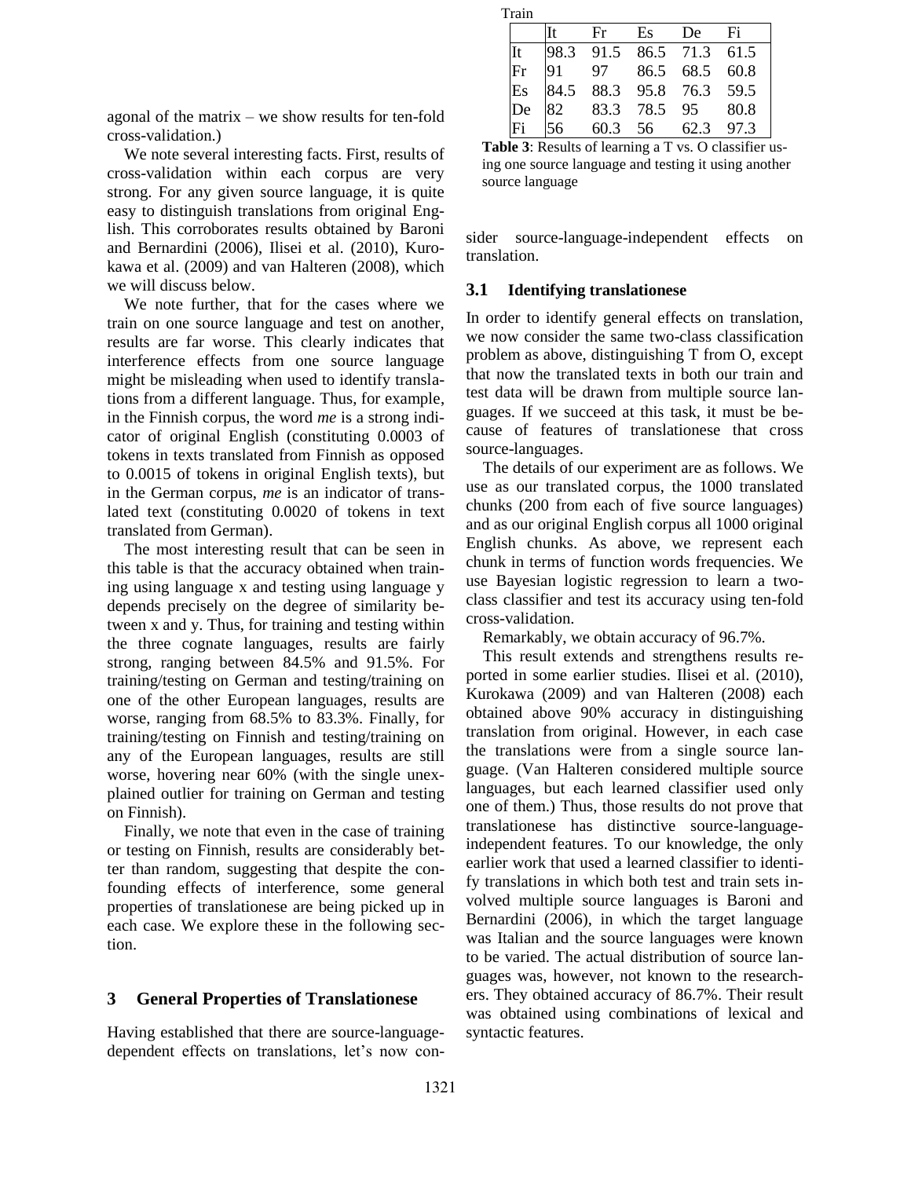agonal of the matrix – we show results for ten-fold cross-validation.)

We note several interesting facts. First, results of cross-validation within each corpus are very strong. For any given source language, it is quite easy to distinguish translations from original English. This corroborates results obtained by Baroni and Bernardini (2006), Ilisei et al. (2010), Kurokawa et al. (2009) and van Halteren (2008), which we will discuss below.

We note further, that for the cases where we train on one source language and test on another, results are far worse. This clearly indicates that interference effects from one source language might be misleading when used to identify translations from a different language. Thus, for example, in the Finnish corpus, the word *me* is a strong indicator of original English (constituting 0.0003 of tokens in texts translated from Finnish as opposed to 0.0015 of tokens in original English texts), but in the German corpus, *me* is an indicator of translated text (constituting 0.0020 of tokens in text translated from German).

The most interesting result that can be seen in this table is that the accuracy obtained when training using language x and testing using language y depends precisely on the degree of similarity between x and y. Thus, for training and testing within the three cognate languages, results are fairly strong, ranging between 84.5% and 91.5%. For training/testing on German and testing/training on one of the other European languages, results are worse, ranging from 68.5% to 83.3%. Finally, for training/testing on Finnish and testing/training on any of the European languages, results are still worse, hovering near 60% (with the single unexplained outlier for training on German and testing on Finnish).

Finally, we note that even in the case of training or testing on Finnish, results are considerably better than random, suggesting that despite the confounding effects of interference, some general properties of translationese are being picked up in each case. We explore these in the following section.

Train

| | It | Fr | Es | De | Fi |
|---|---|---|---|---|---|
| It | 98.3 | 91.5 | 86.5 | 71.3 | 61.5 |
| Fr | 91 | 97 | 86.5 | 68.5 | 60.8 |
| Es | 84.5 | 88.3 | 95.8 | 76.3 | 59.5 |
| De | 82 | 83.3 | 78.5 | 95 | 80.8 |
| Fi | 56 | 60.3 | 56 | 62.3 | 97.3 |

**Table 3**: Results of learning a T vs. O classifier using one source language and testing it using another source language

## 3 General Properties of Translationese

Having established that there are source-language-dependent effects on translations, let's now consider source-language-independent effects on translation.

### 3.1 Identifying translationese

In order to identify general effects on translation, we now consider the same two-class classification problem as above, distinguishing T from O, except that now the translated texts in both our train and test data will be drawn from multiple source languages. If we succeed at this task, it must be because of features of translationese that cross source-languages.

The details of our experiment are as follows. We use as our translated corpus, the 1000 translated chunks (200 from each of five source languages) and as our original English corpus all 1000 original English chunks. As above, we represent each chunk in terms of function words frequencies. We use Bayesian logistic regression to learn a two-class classifier and test its accuracy using ten-fold cross-validation.

Remarkably, we obtain accuracy of 96.7%.

This result extends and strengthens results reported in some earlier studies. Ilisei et al. (2010), Kurokawa (2009) and van Halteren (2008) each obtained above 90% accuracy in distinguishing translation from original. However, in each case the translations were from a single source language. (Van Halteren considered multiple source languages, but each learned classifier used only one of them.) Thus, those results do not prove that translationese has distinctive source-language-independent features. To our knowledge, the only earlier work that used a learned classifier to identify translations in which both test and train sets involved multiple source languages is Baroni and Bernardini (2006), in which the target language was Italian and the source languages were known to be varied. The actual distribution of source languages was, however, not known to the researchers. They obtained accuracy of 86.7%. Their result was obtained using combinations of lexical and syntactic features.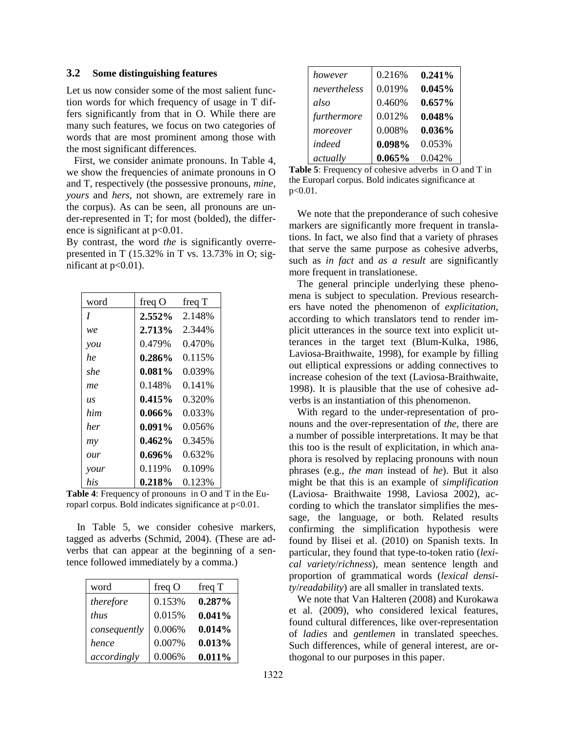### 3.2 Some distinguishing features

Let us now consider some of the most salient function words for which frequency of usage in T differs significantly from that in O. While there are many such features, we focus on two categories of words that are most prominent among those with the most significant differences.

First, we consider animate pronouns. In Table 4, we show the frequencies of animate pronouns in O and T, respectively (the possessive pronouns, *mine*, *yours* and *hers*, not shown, are extremely rare in the corpus). As can be seen, all pronouns are under-represented in T; for most (bolded), the difference is significant at p<0.01.

By contrast, the word *the* is significantly overrepresented in T (15.32% in T vs. 13.73% in O; significant at p<0.01).

| word | freq O | freq T |
|---|---|---|
| *I* | **2.552%** | 2.148% |
| *we* | **2.713%** | 2.344% |
| *you* | 0.479% | 0.470% |
| *he* | **0.286%** | 0.115% |
| *she* | **0.081%** | 0.039% |
| *me* | 0.148% | 0.141% |
| *us* | **0.415%** | 0.320% |
| *him* | **0.066%** | 0.033% |
| *her* | **0.091%** | 0.056% |
| *my* | **0.462%** | 0.345% |
| *our* | **0.696%** | 0.632% |
| *your* | 0.119% | 0.109% |
| *his* | **0.218%** | 0.123% |

**Table 4**: Frequency of pronouns in O and T in the Europarl corpus. Bold indicates significance at p<0.01.

In Table 5, we consider cohesive markers, tagged as adverbs (Schmid, 2004). (These are adverbs that can appear at the beginning of a sentence followed immediately by a comma.)

| word | freq O | freq T |
|---|---|---|
| *therefore* | 0.153% | **0.287%** |
| *thus* | 0.015% | **0.041%** |
| *consequently* | 0.006% | **0.014%** |
| *hence* | 0.007% | **0.013%** |
| *accordingly* | 0.006% | **0.011%** |
| *however* | 0.216% | **0.241%** |
| *nevertheless* | 0.019% | **0.045%** |
| *also* | 0.460% | **0.657%** |
| *furthermore* | 0.012% | **0.048%** |
| *moreover* | 0.008% | **0.036%** |
| *indeed* | **0.098%** | 0.053% |
| *actually* | **0.065%** | 0.042% |

**Table 5**: Frequency of cohesive adverbs in O and T in the Europarl corpus. Bold indicates significance at p<0.01.

We note that the preponderance of such cohesive markers are significantly more frequent in translations. In fact, we also find that a variety of phrases that serve the same purpose as cohesive adverbs, such as *in fact* and *as a result* are significantly more frequent in translationese.

The general principle underlying these phenomena is subject to speculation. Previous researchers have noted the phenomenon of *explicitation*, according to which translators tend to render implicit utterances in the source text into explicit utterances in the target text (Blum-Kulka, 1986, Laviosa-Braithwaite, 1998), for example by filling out elliptical expressions or adding connectives to increase cohesion of the text (Laviosa-Braithwaite, 1998). It is plausible that the use of cohesive adverbs is an instantiation of this phenomenon.

With regard to the under-representation of pronouns and the over-representation of *the*, there are a number of possible interpretations. It may be that this too is the result of explicitation, in which anaphora is resolved by replacing pronouns with noun phrases (e.g., *the man* instead of *he*). But it also might be that this is an example of *simplification* (Laviosa- Braithwaite 1998, Laviosa 2002), according to which the translator simplifies the message, the language, or both. Related results confirming the simplification hypothesis were found by Ilisei et al. (2010) on Spanish texts. In particular, they found that type-to-token ratio (*lexical variety/richness*), mean sentence length and proportion of grammatical words (*lexical density/readability*) are all smaller in translated texts.

We note that Van Halteren (2008) and Kurokawa et al. (2009), who considered lexical features, found cultural differences, like over-representation of *ladies* and *gentlemen* in translated speeches. Such differences, while of general interest, are orthogonal to our purposes in this paper.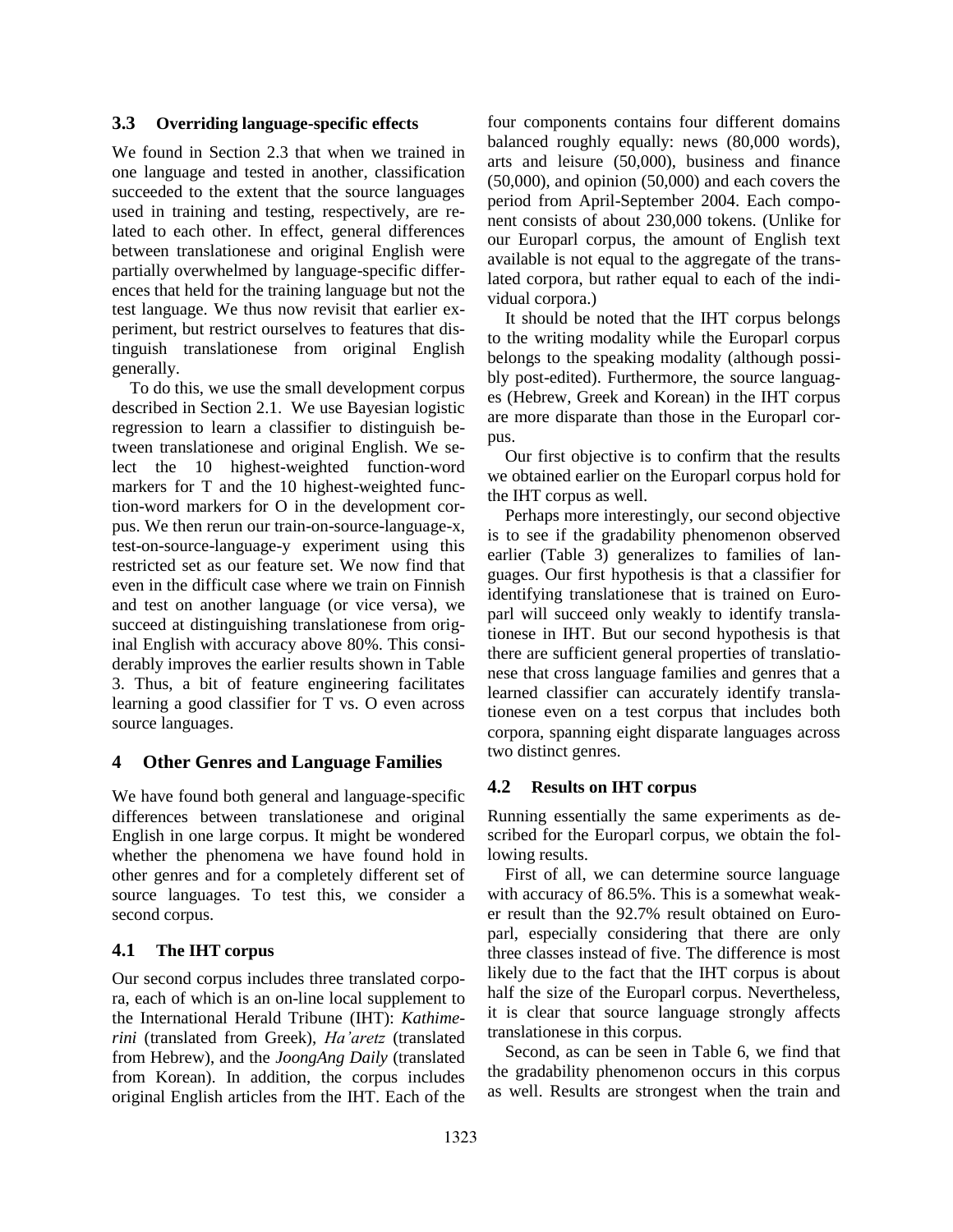### 3.3 Overriding language-specific effects

We found in Section 2.3 that when we trained in one language and tested in another, classification succeeded to the extent that the source languages used in training and testing, respectively, are related to each other. In effect, general differences between translationese and original English were partially overwhelmed by language-specific differences that held for the training language but not the test language. We thus now revisit that earlier experiment, but restrict ourselves to features that distinguish translationese from original English generally.

To do this, we use the small development corpus described in Section 2.1. We use Bayesian logistic regression to learn a classifier to distinguish between translationese and original English. We select the 10 highest-weighted function-word markers for T and the 10 highest-weighted function-word markers for O in the development corpus. We then rerun our train-on-source-language-x, test-on-source-language-y experiment using this restricted set as our feature set. We now find that even in the difficult case where we train on Finnish and test on another language (or vice versa), we succeed at distinguishing translationese from original English with accuracy above 80%. This considerably improves the earlier results shown in Table 3. Thus, a bit of feature engineering facilitates learning a good classifier for T vs. O even across source languages.

## 4 Other Genres and Language Families

We have found both general and language-specific differences between translationese and original English in one large corpus. It might be wondered whether the phenomena we have found hold in other genres and for a completely different set of source languages. To test this, we consider a second corpus.

### 4.1 The IHT corpus

Our second corpus includes three translated corpora, each of which is an on-line local supplement to the International Herald Tribune (IHT): *Kathimerini* (translated from Greek), *Ha'aretz* (translated from Hebrew), and the *JoongAng Daily* (translated from Korean). In addition, the corpus includes original English articles from the IHT. Each of the four components contains four different domains balanced roughly equally: news (80,000 words), arts and leisure (50,000), business and finance (50,000), and opinion (50,000) and each covers the period from April-September 2004. Each component consists of about 230,000 tokens. (Unlike for our Europarl corpus, the amount of English text available is not equal to the aggregate of the translated corpora, but rather equal to each of the individual corpora.)

It should be noted that the IHT corpus belongs to the writing modality while the Europarl corpus belongs to the speaking modality (although possibly post-edited). Furthermore, the source languages (Hebrew, Greek and Korean) in the IHT corpus are more disparate than those in the Europarl corpus.

Our first objective is to confirm that the results we obtained earlier on the Europarl corpus hold for the IHT corpus as well.

Perhaps more interestingly, our second objective is to see if the gradability phenomenon observed earlier (Table 3) generalizes to families of languages. Our first hypothesis is that a classifier for identifying translationese that is trained on Europarl will succeed only weakly to identify translationese in IHT. But our second hypothesis is that there are sufficient general properties of translationese that cross language families and genres that a learned classifier can accurately identify translationese even on a test corpus that includes both corpora, spanning eight disparate languages across two distinct genres.

### 4.2 Results on IHT corpus

Running essentially the same experiments as described for the Europarl corpus, we obtain the following results.

First of all, we can determine source language with accuracy of 86.5%. This is a somewhat weaker result than the 92.7% result obtained on Europarl, especially considering that there are only three classes instead of five. The difference is most likely due to the fact that the IHT corpus is about half the size of the Europarl corpus. Nevertheless, it is clear that source language strongly affects translationese in this corpus.

Second, as can be seen in Table 6, we find that the gradability phenomenon occurs in this corpus as well. Results are strongest when the train and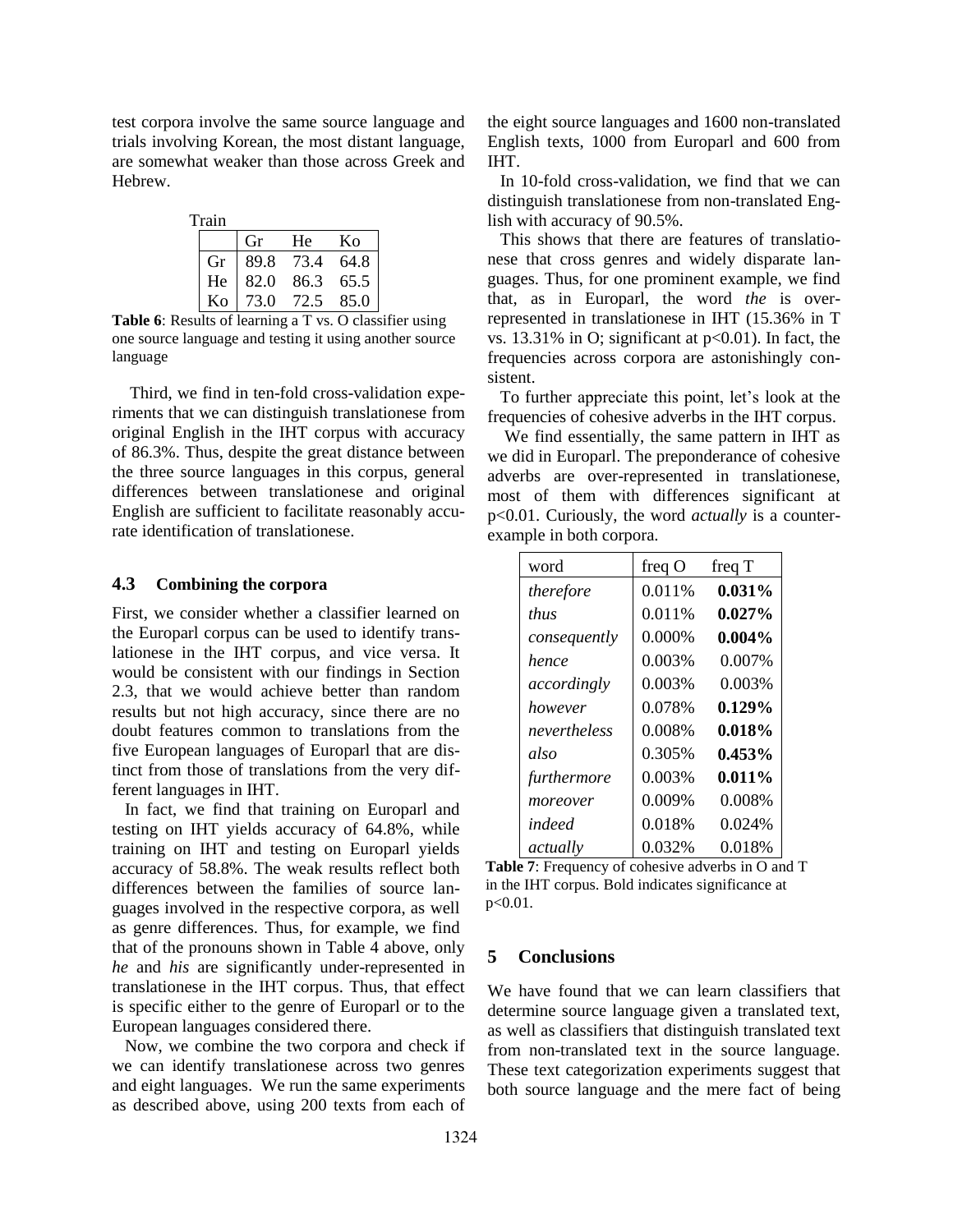test corpora involve the same source language and trials involving Korean, the most distant language, are somewhat weaker than those across Greek and Hebrew.

| Train | Gr | He | Ko |
|---|---|---|---|
| Gr | 89.8 | 73.4 | 64.8 |
| He | 82.0 | 86.3 | 65.5 |
| Ko | 73.0 | 72.5 | 85.0 |

**Table 6**: Results of learning a T vs. O classifier using one source language and testing it using another source language

Third, we find in ten-fold cross-validation experiments that we can distinguish translationese from original English in the IHT corpus with accuracy of 86.3%. Thus, despite the great distance between the three source languages in this corpus, general differences between translationese and original English are sufficient to facilitate reasonably accurate identification of translationese.

### 4.3 Combining the corpora

First, we consider whether a classifier learned on the Europarl corpus can be used to identify translationese in the IHT corpus, and vice versa. It would be consistent with our findings in Section 2.3, that we would achieve better than random results but not high accuracy, since there are no doubt features common to translations from the five European languages of Europarl that are distinct from those of translations from the very different languages in IHT.

In fact, we find that training on Europarl and testing on IHT yields accuracy of 64.8%, while training on IHT and testing on Europarl yields accuracy of 58.8%. The weak results reflect both differences between the families of source languages involved in the respective corpora, as well as genre differences. Thus, for example, we find that of the pronouns shown in Table 4 above, only *he* and *his* are significantly under-represented in translationese in the IHT corpus. Thus, that effect is specific either to the genre of Europarl or to the European languages considered there.

Now, we combine the two corpora and check if we can identify translationese across two genres and eight languages. We run the same experiments as described above, using 200 texts from each of the eight source languages and 1600 non-translated English texts, 1000 from Europarl and 600 from IHT.

In 10-fold cross-validation, we find that we can distinguish translationese from non-translated English with accuracy of 90.5%.

This shows that there are features of translationese that cross genres and widely disparate languages. Thus, for one prominent example, we find that, as in Europarl, the word *the* is over-represented in translationese in IHT (15.36% in T vs. 13.31% in O; significant at $p<0.01$). In fact, the frequencies across corpora are astonishingly consistent.

To further appreciate this point, let's look at the frequencies of cohesive adverbs in the IHT corpus.

We find essentially, the same pattern in IHT as we did in Europarl. The preponderance of cohesive adverbs are over-represented in translationese, most of them with differences significant at $p<0.01$. Curiously, the word *actually* is a counter-example in both corpora.

| word | freq O | freq T |
|---|---|---|
| *therefore* | 0.011% | **0.031%** |
| *thus* | 0.011% | **0.027%** |
| *consequently* | 0.000% | **0.004%** |
| *hence* | 0.003% | 0.007% |
| *accordingly* | 0.003% | 0.003% |
| *however* | 0.078% | **0.129%** |
| *nevertheless* | 0.008% | **0.018%** |
| *also* | 0.305% | **0.453%** |
| *furthermore* | 0.003% | **0.011%** |
| *moreover* | 0.009% | 0.008% |
| *indeed* | 0.018% | 0.024% |
| *actually* | 0.032% | 0.018% |

**Table 7**: Frequency of cohesive adverbs in O and T in the IHT corpus. Bold indicates significance at $p<0.01$.

## 5 Conclusions

We have found that we can learn classifiers that determine source language given a translated text, as well as classifiers that distinguish translated text from non-translated text in the source language. These text categorization experiments suggest that both source language and the mere fact of being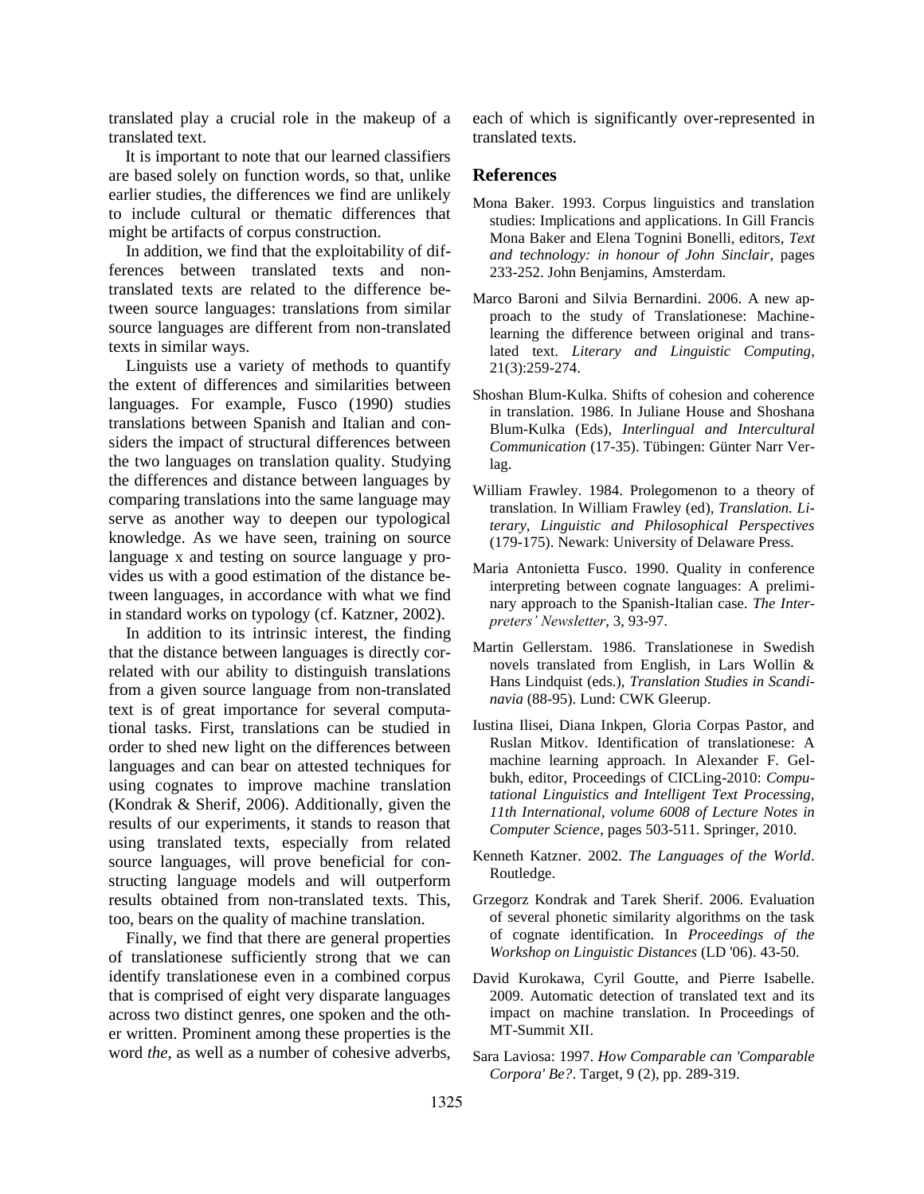translated play a crucial role in the makeup of a translated text.

It is important to note that our learned classifiers are based solely on function words, so that, unlike earlier studies, the differences we find are unlikely to include cultural or thematic differences that might be artifacts of corpus construction.

In addition, we find that the exploitability of differences between translated texts and non-translated texts are related to the difference between source languages: translations from similar source languages are different from non-translated texts in similar ways.

Linguists use a variety of methods to quantify the extent of differences and similarities between languages. For example, Fusco (1990) studies translations between Spanish and Italian and considers the impact of structural differences between the two languages on translation quality. Studying the differences and distance between languages by comparing translations into the same language may serve as another way to deepen our typological knowledge. As we have seen, training on source language x and testing on source language y provides us with a good estimation of the distance between languages, in accordance with what we find in standard works on typology (cf. Katzner, 2002).

In addition to its intrinsic interest, the finding that the distance between languages is directly correlated with our ability to distinguish translations from a given source language from non-translated text is of great importance for several computational tasks. First, translations can be studied in order to shed new light on the differences between languages and can bear on attested techniques for using cognates to improve machine translation (Kondrak & Sherif, 2006). Additionally, given the results of our experiments, it stands to reason that using translated texts, especially from related source languages, will prove beneficial for constructing language models and will outperform results obtained from non-translated texts. This, too, bears on the quality of machine translation.

Finally, we find that there are general properties of translationese sufficiently strong that we can identify translationese even in a combined corpus that is comprised of eight very disparate languages across two distinct genres, one spoken and the other written. Prominent among these properties is the word *the*, as well as a number of cohesive adverbs, each of which is significantly over-represented in translated texts.

## References

Mona Baker. 1993. Corpus linguistics and translation studies: Implications and applications. In Gill Francis Mona Baker and Elena Tognini Bonelli, editors, *Text and technology: in honour of John Sinclair*, pages 233-252. John Benjamins, Amsterdam.

Marco Baroni and Silvia Bernardini. 2006. A new approach to the study of Translationese: Machine-learning the difference between original and translated text. *Literary and Linguistic Computing*, 21(3):259-274.

Shoshan Blum-Kulka. Shifts of cohesion and coherence in translation. 1986. In Juliane House and Shoshana Blum-Kulka (Eds), *Interlingual and Intercultural Communication* (17-35). Tübingen: Günter Narr Verlag.

William Frawley. 1984. Prolegomenon to a theory of translation. In William Frawley (ed), *Translation. Literary, Linguistic and Philosophical Perspectives* (179-175). Newark: University of Delaware Press.

Maria Antonietta Fusco. 1990. Quality in conference interpreting between cognate languages: A preliminary approach to the Spanish-Italian case. *The Interpreters' Newsletter*, 3, 93-97.

Martin Gellerstam. 1986. Translationese in Swedish novels translated from English, in Lars Wollin & Hans Lindquist (eds.), *Translation Studies in Scandinavia* (88-95). Lund: CWK Gleerup.

Iustina Ilisei, Diana Inkpen, Gloria Corpas Pastor, and Ruslan Mitkov. Identification of translationese: A machine learning approach. In Alexander F. Gelbukh, editor, Proceedings of CICLing-2010: *Computational Linguistics and Intelligent Text Processing, 11th International, volume 6008 of Lecture Notes in Computer Science*, pages 503-511. Springer, 2010.

Kenneth Katzner. 2002. *The Languages of the World*. Routledge.

Grzegorz Kondrak and Tarek Sherif. 2006. Evaluation of several phonetic similarity algorithms on the task of cognate identification. In *Proceedings of the Workshop on Linguistic Distances* (LD '06). 43-50.

David Kurokawa, Cyril Goutte, and Pierre Isabelle. 2009. Automatic detection of translated text and its impact on machine translation. In Proceedings of MT-Summit XII.

Sara Laviosa: 1997. *How Comparable can 'Comparable Corpora' Be?*. Target, 9 (2), pp. 289-319.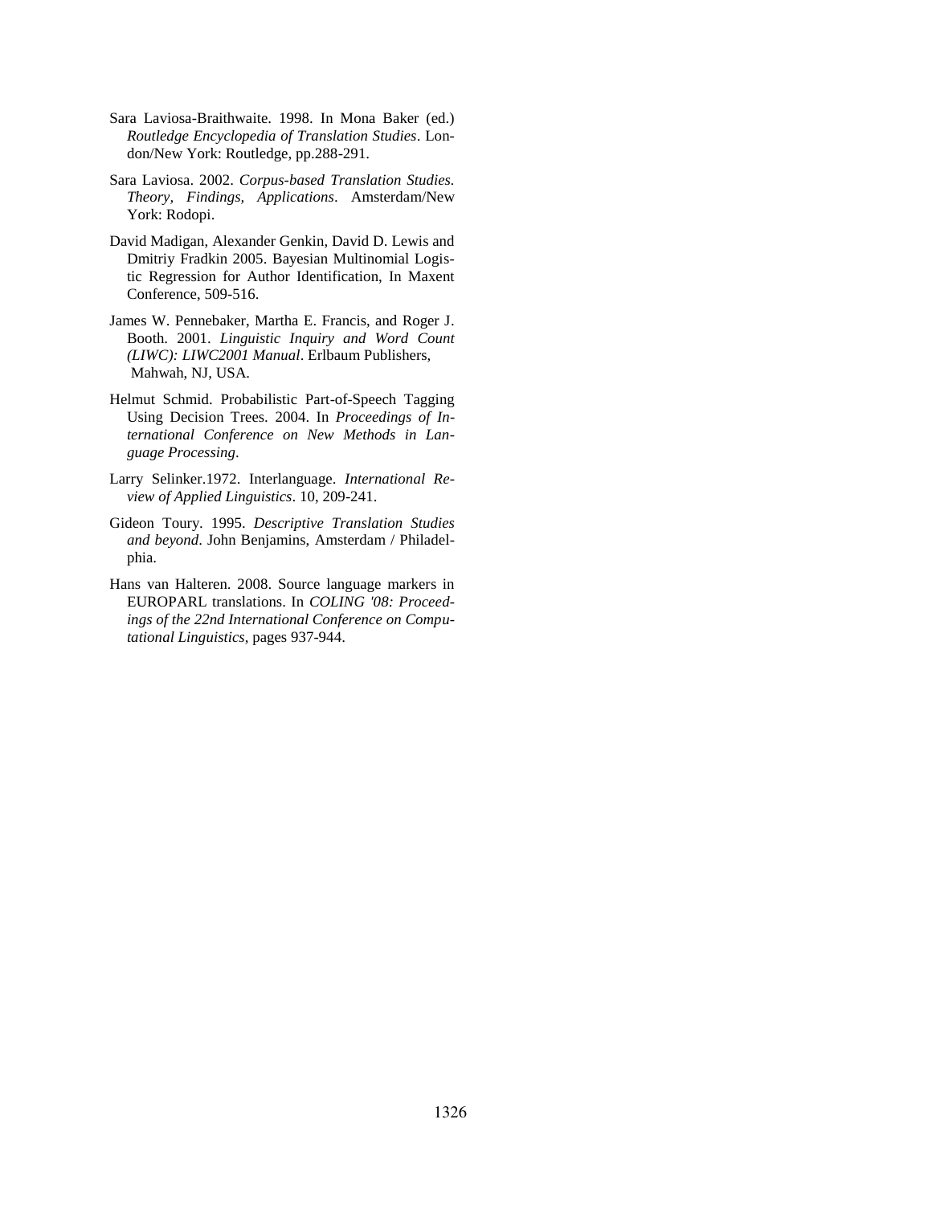Sara Laviosa-Braithwaite. 1998. In Mona Baker (ed.) *Routledge Encyclopedia of Translation Studies*. London/New York: Routledge, pp.288-291.

Sara Laviosa. 2002. *Corpus-based Translation Studies. Theory, Findings, Applications*. Amsterdam/New York: Rodopi.

David Madigan, Alexander Genkin, David D. Lewis and Dmitriy Fradkin 2005. Bayesian Multinomial Logistic Regression for Author Identification, In Maxent Conference, 509-516.

James W. Pennebaker, Martha E. Francis, and Roger J. Booth. 2001. *Linguistic Inquiry and Word Count (LIWC): LIWC2001 Manual*. Erlbaum Publishers, Mahwah, NJ, USA.

Helmut Schmid. Probabilistic Part-of-Speech Tagging Using Decision Trees. 2004. In *Proceedings of International Conference on New Methods in Language Processing*.

Larry Selinker.1972. Interlanguage. *International Review of Applied Linguistics*. 10, 209-241.

Gideon Toury. 1995. *Descriptive Translation Studies and beyond*. John Benjamins, Amsterdam / Philadelphia.

Hans van Halteren. 2008. Source language markers in EUROPARL translations. In *COLING '08: Proceedings of the 22nd International Conference on Computational Linguistics*, pages 937-944.